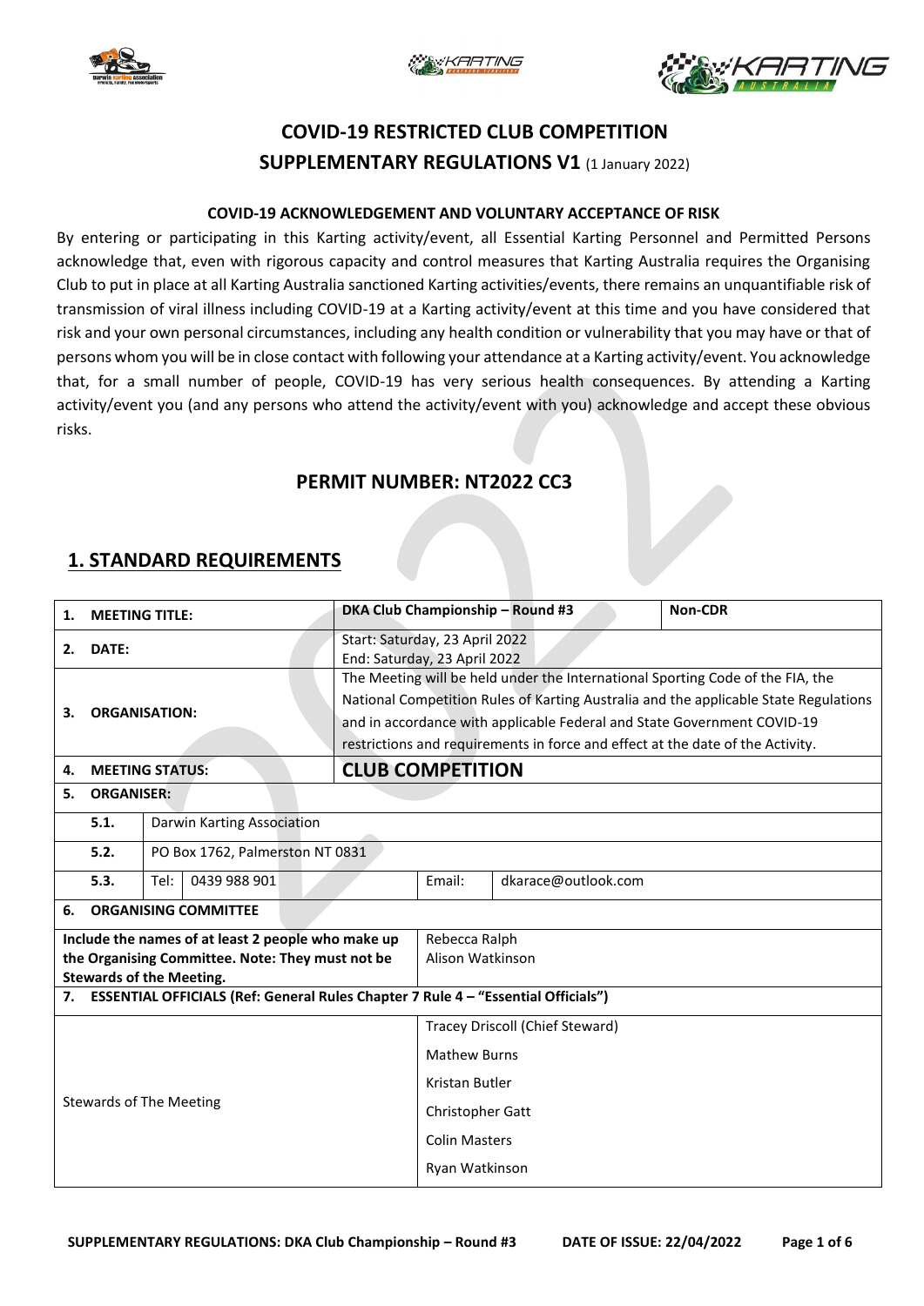# COVID-19 RESTRICTED CLUB COMPETITION

## SUPPLEMENTARY REGULATIONS V1 (1 January 2022)

**COVID-19 ACKNOWLEDGEMENT AND VOLUNTARY ACCEPTANCE OF RISK**

By entering or participating in this Karting activity/event, all Essential Karting Personnel and Permitted Persons acknowledge that, even with rigorous capacity and control measures that Karting Australia requires the Organising Club to put in place at all Karting Australia sanctioned Karting activities/events, there remains an unquantifiable risk of transmission of viral illness including COVID-19 at a Karting activity/event at this time and you have considered that risk and your own personal circumstances, including any health condition or vulnerability that you may have or that of persons whom you will be in close contact with following your attendance at a Karting activity/event. You acknowledge that, for a small number of people, COVID-19 has very serious health consequences. By attending a Karting activity/event you (and any persons who attend the activity/event with you) acknowledge and accept these obvious risks.

## PERMIT NUMBER: NT2022 CC3

## 1. STANDARD REQUIREMENTS

| | | | | |
|---|---|---|---|---|
| **1.** | **MEETING TITLE:** | | **DKA Club Championship – Round #3** | **Non-CDR** |
| **2.** | **DATE:** | | Start: Saturday, 23 April 2022<br>End: Saturday, 23 April 2022 | |
| **3.** | **ORGANISATION:** | | The Meeting will be held under the International Sporting Code of the FIA, the National Competition Rules of Karting Australia and the applicable State Regulations and in accordance with applicable Federal and State Government COVID-19 restrictions and requirements in force and effect at the date of the Activity. | |
| **4.** | **MEETING STATUS:** | | **CLUB COMPETITION** | |
| **5.** | **ORGANISER:** | | | |
| | **5.1.** | Darwin Karting Association | | |
| | **5.2.** | PO Box 1762, Palmerston NT 0831 | | |
| | **5.3.** | Tel: 0439 988 901 | Email: dkarace@outlook.com | |
| **6.** | **ORGANISING COMMITTEE** | | | |
| | **Include the names of at least 2 people who make up the Organising Committee. Note: They must not be Stewards of the Meeting.** | | Rebecca Ralph<br>Alison Watkinson | |
| **7.** | **ESSENTIAL OFFICIALS (Ref: General Rules Chapter 7 Rule 4 – "Essential Officials")** | | | |
| | Stewards of The Meeting | | Tracey Driscoll (Chief Steward)<br>Mathew Burns<br>Kristan Butler<br>Christopher Gatt<br>Colin Masters<br>Ryan Watkinson | |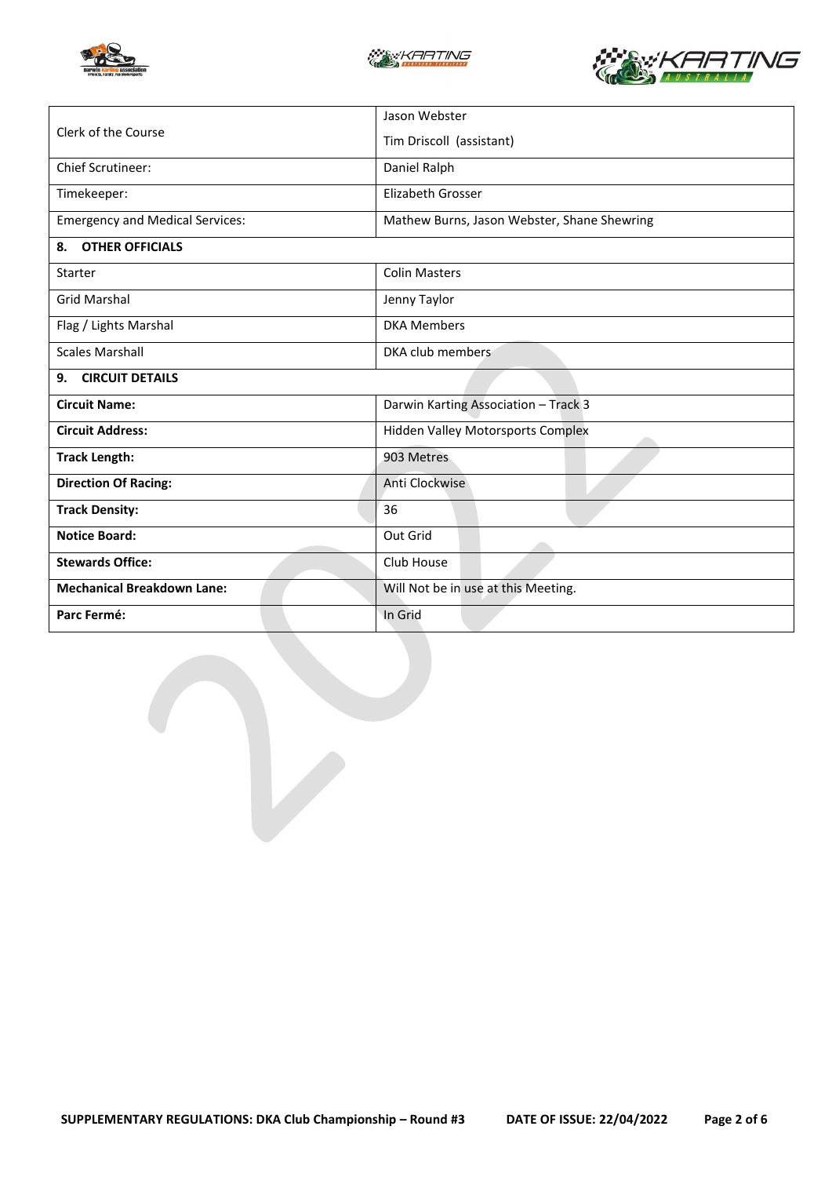| | |
|---|---|
| Clerk of the Course | Jason Webster<br>Tim Driscoll (assistant) |
| Chief Scrutineer: | Daniel Ralph |
| Timekeeper: | Elizabeth Grosser |
| Emergency and Medical Services: | Mathew Burns, Jason Webster, Shane Shewring |
| **8. OTHER OFFICIALS** | |
| Starter | Colin Masters |
| Grid Marshal | Jenny Taylor |
| Flag / Lights Marshal | DKA Members |
| Scales Marshall | DKA club members |
| **9. CIRCUIT DETAILS** | |
| **Circuit Name:** | Darwin Karting Association – Track 3 |
| **Circuit Address:** | Hidden Valley Motorsports Complex |
| **Track Length:** | 903 Metres |
| **Direction Of Racing:** | Anti Clockwise |
| **Track Density:** | 36 |
| **Notice Board:** | Out Grid |
| **Stewards Office:** | Club House |
| **Mechanical Breakdown Lane:** | Will Not be in use at this Meeting. |
| **Parc Fermé:** | In Grid |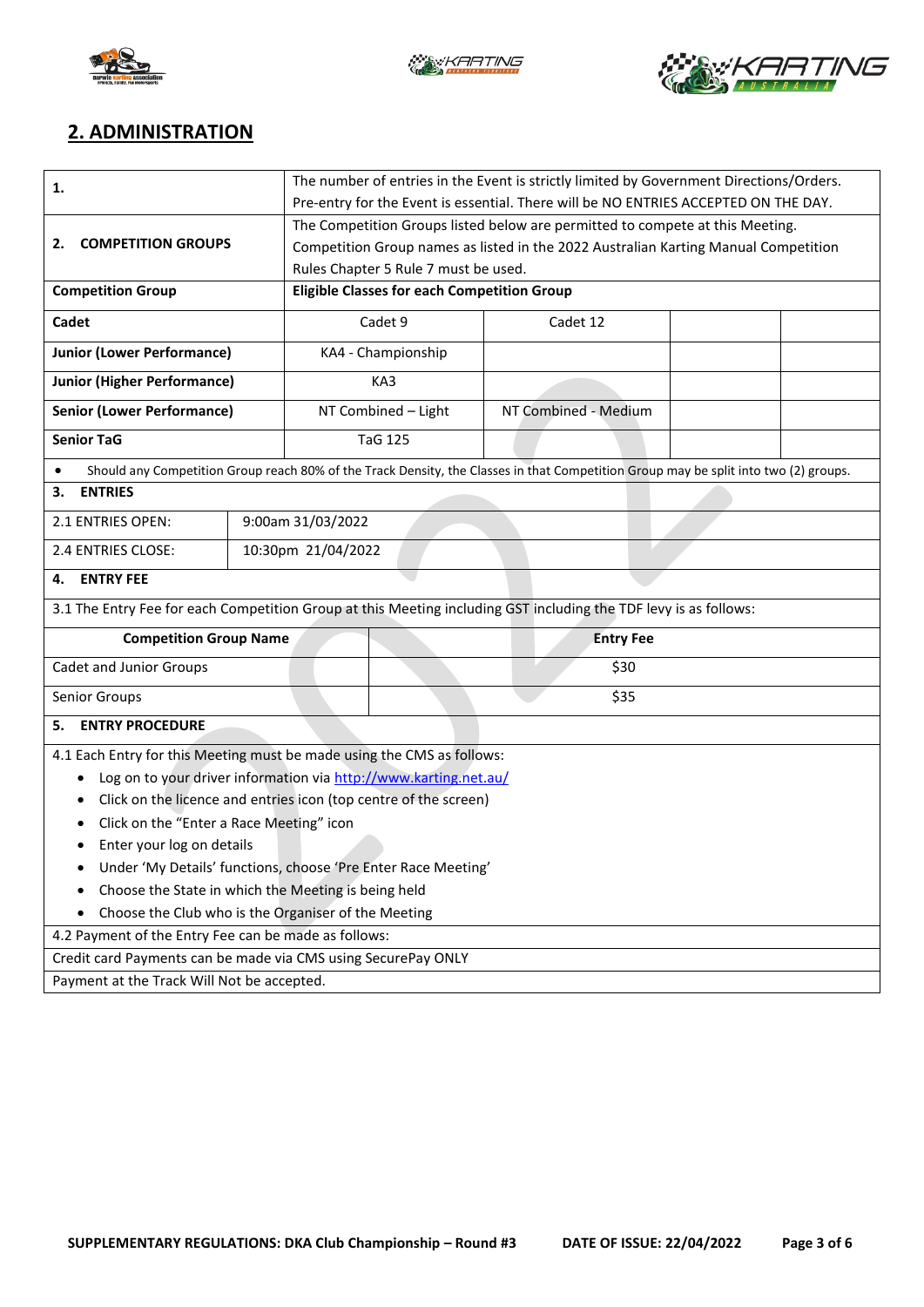## 2. ADMINISTRATION

| | |
|---|---|
| **1.** | The number of entries in the Event is strictly limited by Government Directions/Orders. Pre-entry for the Event is essential. There will be NO ENTRIES ACCEPTED ON THE DAY. |
| **2. COMPETITION GROUPS** | The Competition Groups listed below are permitted to compete at this Meeting. Competition Group names as listed in the 2022 Australian Karting Manual Competition Rules Chapter 5 Rule 7 must be used. |

| Competition Group | Eligible Classes for each Competition Group | | | |
|---|---|---|---|---|
| **Cadet** | Cadet 9 | Cadet 12 | | |
| **Junior (Lower Performance)** | KA4 - Championship | | | |
| **Junior (Higher Performance)** | KA3 | | | |
| **Senior (Lower Performance)** | NT Combined – Light | NT Combined - Medium | | |
| **Senior TaG** | TaG 125 | | | |

- Should any Competition Group reach 80% of the Track Density, the Classes in that Competition Group may be split into two (2) groups.

**3. ENTRIES**

| | |
|---|---|
| 2.1 ENTRIES OPEN: | 9:00am 31/03/2022 |
| 2.4 ENTRIES CLOSE: | 10:30pm 21/04/2022 |

**4. ENTRY FEE**

3.1 The Entry Fee for each Competition Group at this Meeting including GST including the TDF levy is as follows:

| Competition Group Name | Entry Fee |
|---|---|
| Cadet and Junior Groups | $30 |
| Senior Groups | $35 |

**5. ENTRY PROCEDURE**

4.1 Each Entry for this Meeting must be made using the CMS as follows:

- Log on to your driver information via http://www.karting.net.au/
- Click on the licence and entries icon (top centre of the screen)
- Click on the "Enter a Race Meeting" icon
- Enter your log on details
- Under 'My Details' functions, choose 'Pre Enter Race Meeting'
- Choose the State in which the Meeting is being held
- Choose the Club who is the Organiser of the Meeting

4.2 Payment of the Entry Fee can be made as follows:

Credit card Payments can be made via CMS using SecurePay ONLY

Payment at the Track Will Not be accepted.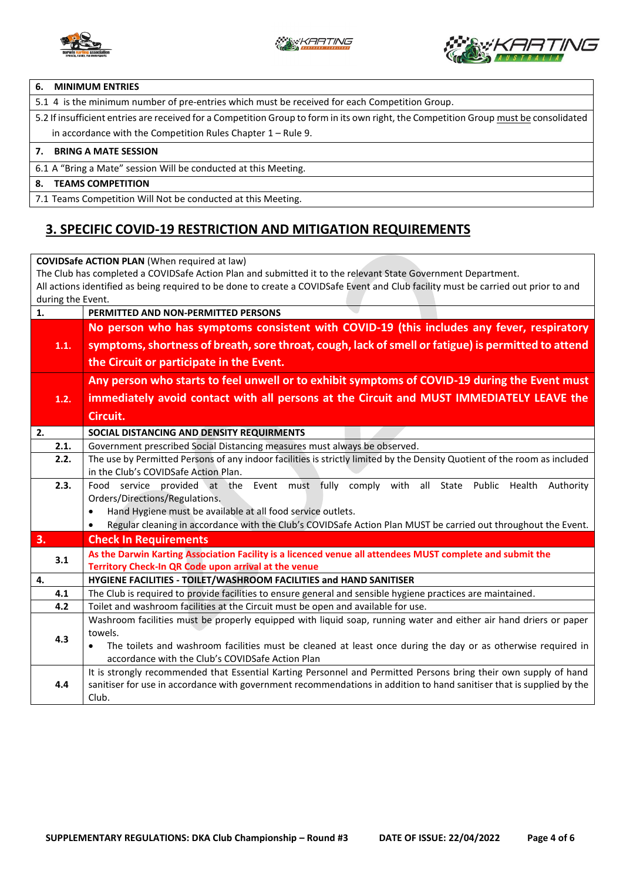| 6. MINIMUM ENTRIES |
|---|
| 5.1 4 is the minimum number of pre-entries which must be received for each Competition Group. |
| 5.2 If insufficient entries are received for a Competition Group to form in its own right, the Competition Group must be consolidated in accordance with the Competition Rules Chapter 1 – Rule 9. |
| **7. BRING A MATE SESSION** |
| 6.1 A "Bring a Mate" session Will be conducted at this Meeting. |
| **8. TEAMS COMPETITION** |
| 7.1 Teams Competition Will Not be conducted at this Meeting. |

## 3. SPECIFIC COVID-19 RESTRICTION AND MITIGATION REQUIREMENTS

**COVIDSafe ACTION PLAN** (When required at law)
The Club has completed a COVIDSafe Action Plan and submitted it to the relevant State Government Department.
All actions identified as being required to be done to create a COVIDSafe Event and Club facility must be carried out prior to and during the Event.

| | |
|---|---|
| **1.** | **PERMITTED AND NON-PERMITTED PERSONS** |
| 1.1. | **No person who has symptoms consistent with COVID-19 (this includes any fever, respiratory symptoms, shortness of breath, sore throat, cough, lack of smell or fatigue) is permitted to attend the Circuit or participate in the Event.** |
| 1.2. | **Any person who starts to feel unwell or to exhibit symptoms of COVID-19 during the Event must immediately avoid contact with all persons at the Circuit and MUST IMMEDIATELY LEAVE the Circuit.** |
| **2.** | **SOCIAL DISTANCING AND DENSITY REQUIRMENTS** |
| 2.1. | Government prescribed Social Distancing measures must always be observed. |
| 2.2. | The use by Permitted Persons of any indoor facilities is strictly limited by the Density Quotient of the room as included in the Club's COVIDSafe Action Plan. |
| 2.3. | Food service provided at the Event must fully comply with all State Public Health Authority Orders/Directions/Regulations.<br>• Hand Hygiene must be available at all food service outlets.<br>• Regular cleaning in accordance with the Club's COVIDSafe Action Plan MUST be carried out throughout the Event. |
| **3.** | **Check In Requirements** |
| 3.1 | **As the Darwin Karting Association Facility is a licenced venue all attendees MUST complete and submit the Territory Check-In QR Code upon arrival at the venue** |
| **4.** | **HYGIENE FACILITIES - TOILET/WASHROOM FACILITIES and HAND SANITISER** |
| 4.1 | The Club is required to provide facilities to ensure general and sensible hygiene practices are maintained. |
| 4.2 | Toilet and washroom facilities at the Circuit must be open and available for use. |
| 4.3 | Washroom facilities must be properly equipped with liquid soap, running water and either air hand driers or paper towels.<br>• The toilets and washroom facilities must be cleaned at least once during the day or as otherwise required in accordance with the Club's COVIDSafe Action Plan |
| 4.4 | It is strongly recommended that Essential Karting Personnel and Permitted Persons bring their own supply of hand sanitiser for use in accordance with government recommendations in addition to hand sanitiser that is supplied by the Club. |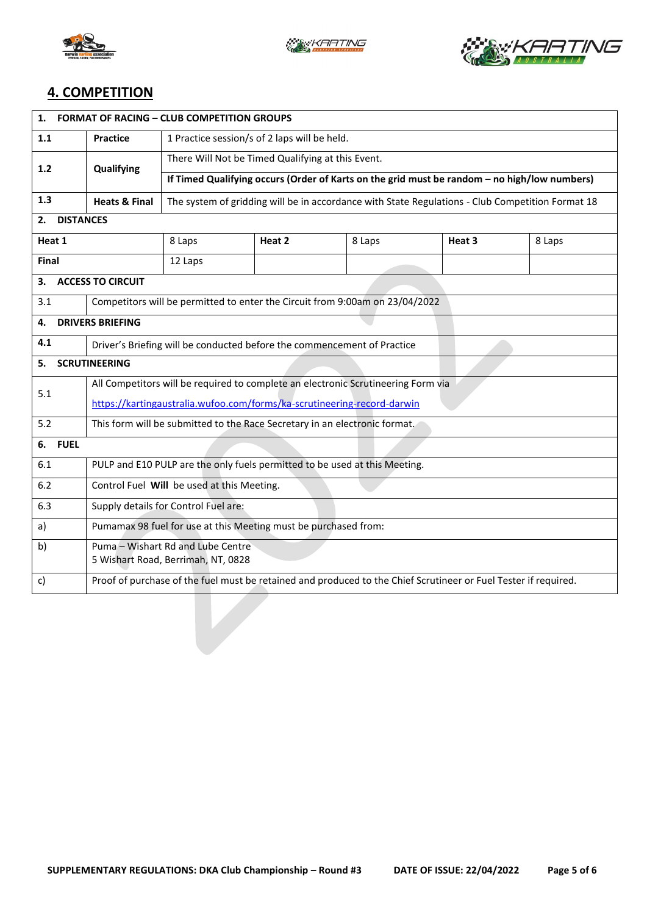## 4. COMPETITION

| 1. FORMAT OF RACING – CLUB COMPETITION GROUPS | | | | | |
|---|---|---|---|---|---|
| **1.1** | **Practice** | 1 Practice session/s of 2 laps will be held. | | | |
| **1.2** | **Qualifying** | There Will Not be Timed Qualifying at this Event. | | | |
| | | **If Timed Qualifying occurs (Order of Karts on the grid must be random – no high/low numbers)** | | | |
| **1.3** | **Heats & Final** | The system of gridding will be in accordance with State Regulations - Club Competition Format 18 | | | |
| **2. DISTANCES** | | | | | |
| **Heat 1** | 8 Laps | **Heat 2** | 8 Laps | **Heat 3** | 8 Laps |
| **Final** | 12 Laps | | | | |
| **3. ACCESS TO CIRCUIT** | | | | | |
| 3.1 | Competitors will be permitted to enter the Circuit from 9:00am on 23/04/2022 | | | | |
| **4. DRIVERS BRIEFING** | | | | | |
| 4.1 | Driver's Briefing will be conducted before the commencement of Practice | | | | |
| **5. SCRUTINEERING** | | | | | |
| 5.1 | All Competitors will be required to complete an electronic Scrutineering Form via https://kartingaustralia.wufoo.com/forms/ka-scrutineering-record-darwin | | | | |
| 5.2 | This form will be submitted to the Race Secretary in an electronic format. | | | | |
| **6. FUEL** | | | | | |
| 6.1 | PULP and E10 PULP are the only fuels permitted to be used at this Meeting. | | | | |
| 6.2 | Control Fuel **Will** be used at this Meeting. | | | | |
| 6.3 | Supply details for Control Fuel are: | | | | |
| a) | Pumamax 98 fuel for use at this Meeting must be purchased from: | | | | |
| b) | Puma – Wishart Rd and Lube Centre<br>5 Wishart Road, Berrimah, NT, 0828 | | | | |
| c) | Proof of purchase of the fuel must be retained and produced to the Chief Scrutineer or Fuel Tester if required. | | | | |

**SUPPLEMENTARY REGULATIONS: DKA Club Championship – Round #3** **DATE OF ISSUE: 22/04/2022**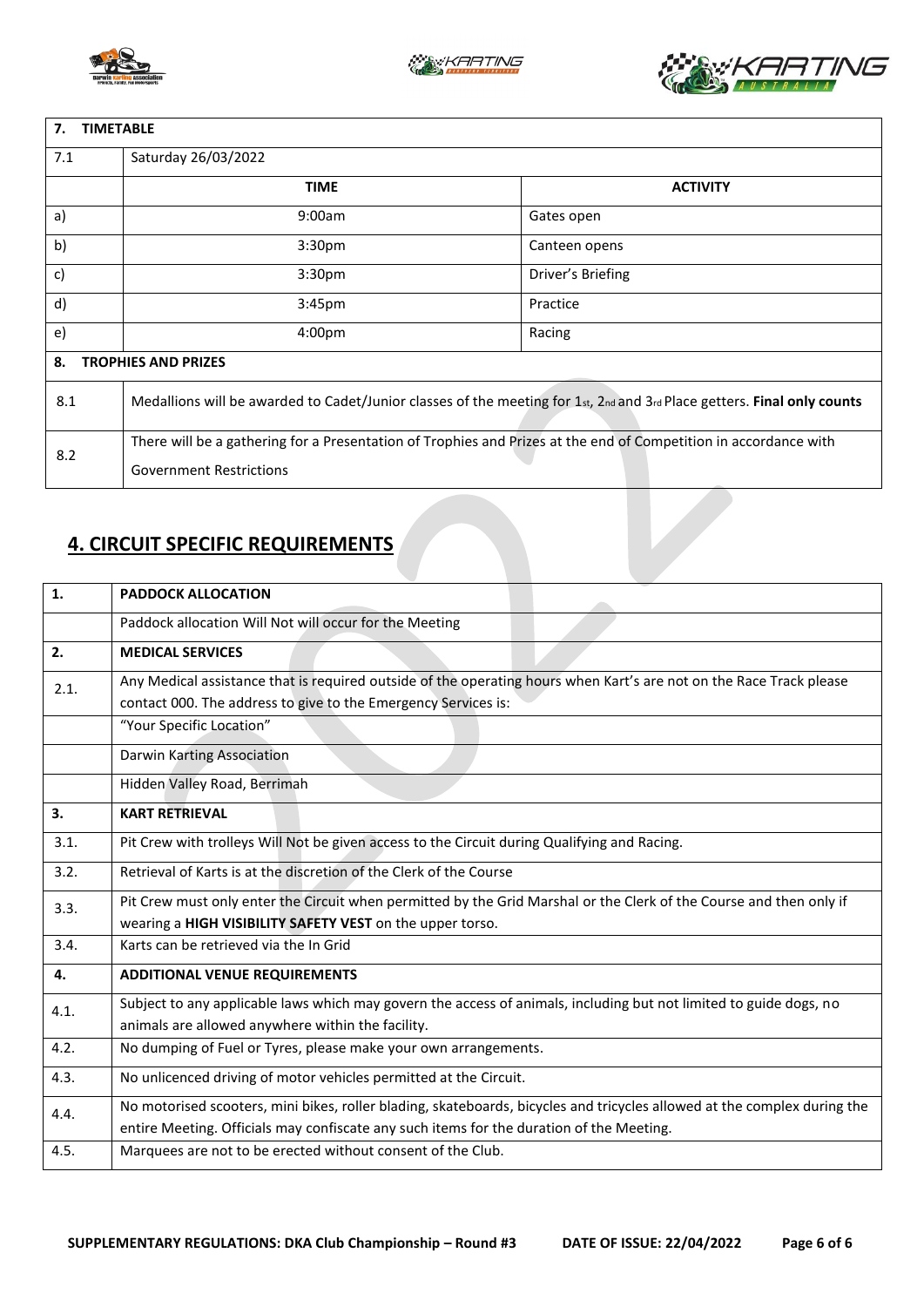| 7. | TIMETABLE | |
|---|---|---|
| 7.1 | Saturday 26/03/2022 | |
| | **TIME** | **ACTIVITY** |
| a) | 9:00am | Gates open |
| b) | 3:30pm | Canteen opens |
| c) | 3:30pm | Driver's Briefing |
| d) | 3:45pm | Practice |
| e) | 4:00pm | Racing |
| **8.** | **TROPHIES AND PRIZES** | |
| 8.1 | Medallions will be awarded to Cadet/Junior classes of the meeting for 1st, 2nd and 3rd Place getters. **Final only counts** | |
| 8.2 | There will be a gathering for a Presentation of Trophies and Prizes at the end of Competition in accordance with Government Restrictions | |

## 4. CIRCUIT SPECIFIC REQUIREMENTS

| | |
|---|---|
| **1.** | **PADDOCK ALLOCATION** |
| | Paddock allocation Will Not will occur for the Meeting |
| **2.** | **MEDICAL SERVICES** |
| 2.1. | Any Medical assistance that is required outside of the operating hours when Kart's are not on the Race Track please contact 000. The address to give to the Emergency Services is: |
| | "Your Specific Location" |
| | Darwin Karting Association |
| | Hidden Valley Road, Berrimah |
| **3.** | **KART RETRIEVAL** |
| 3.1. | Pit Crew with trolleys Will Not be given access to the Circuit during Qualifying and Racing. |
| 3.2. | Retrieval of Karts is at the discretion of the Clerk of the Course |
| 3.3. | Pit Crew must only enter the Circuit when permitted by the Grid Marshal or the Clerk of the Course and then only if wearing a **HIGH VISIBILITY SAFETY VEST** on the upper torso. |
| 3.4. | Karts can be retrieved via the In Grid |
| **4.** | **ADDITIONAL VENUE REQUIREMENTS** |
| 4.1. | Subject to any applicable laws which may govern the access of animals, including but not limited to guide dogs, no animals are allowed anywhere within the facility. |
| 4.2. | No dumping of Fuel or Tyres, please make your own arrangements. |
| 4.3. | No unlicenced driving of motor vehicles permitted at the Circuit. |
| 4.4. | No motorised scooters, mini bikes, roller blading, skateboards, bicycles and tricycles allowed at the complex during the entire Meeting. Officials may confiscate any such items for the duration of the Meeting. |
| 4.5. | Marquees are not to be erected without consent of the Club. |